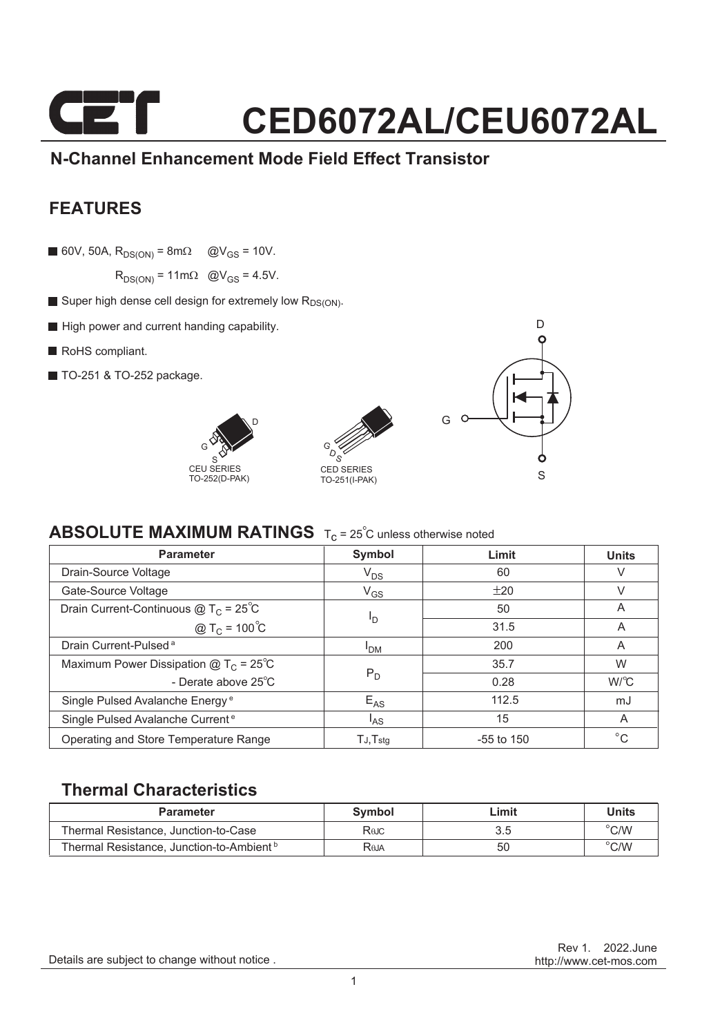# CED6072AL/CEU6072AL

## N-Channel Enhancement Mode Field Effect Transistor

## FEATURES

- 60V, 50A, $R_{DS(ON)}$ = 8mΩ @$V_{GS}$ = 10V.
  $R_{DS(ON)}$ = 11mΩ @$V_{GS}$ = 4.5V.
- Super high dense cell design for extremely low $R_{DS(ON)}$.
- High power and current handing capability.
- RoHS compliant.
- TO-251 & TO-252 package.

CEU SERIES
TO-252(D-PAK)

CED SERIES
TO-251(I-PAK)

## ABSOLUTE MAXIMUM RATINGS $T_C$ = 25°C unless otherwise noted

| Parameter | Symbol | Limit | Units |
|---|---|---|---|
| Drain-Source Voltage | $V_{DS}$ | 60 | V |
| Gate-Source Voltage | $V_{GS}$ | ±20 | V |
| Drain Current-Continuous @ $T_C$ = 25°C | $I_D$ | 50 | A |
| @ $T_C$ = 100°C | | 31.5 | A |
| Drain Current-Pulsed [a] | $I_{DM}$ | 200 | A |
| Maximum Power Dissipation @ $T_C$ = 25°C | $P_D$ | 35.7 | W |
| - Derate above 25°C | | 0.28 | W/°C |
| Single Pulsed Avalanche Energy [e] | $E_{AS}$ | 112.5 | mJ |
| Single Pulsed Avalanche Current [e] | $I_{AS}$ | 15 | A |
| Operating and Store Temperature Range | $T_J$,$T_{stg}$ | -55 to 150 | °C |

## Thermal Characteristics

| Parameter | Symbol | Limit | Units |
|---|---|---|---|
| Thermal Resistance, Junction-to-Case | $R_{\theta JC}$ | 3.5 | °C/W |
| Thermal Resistance, Junction-to-Ambient [b] | $R_{\theta JA}$ | 50 | °C/W |

Details are subject to change without notice .

Rev 1. 2022.June
http://www.cet-mos.com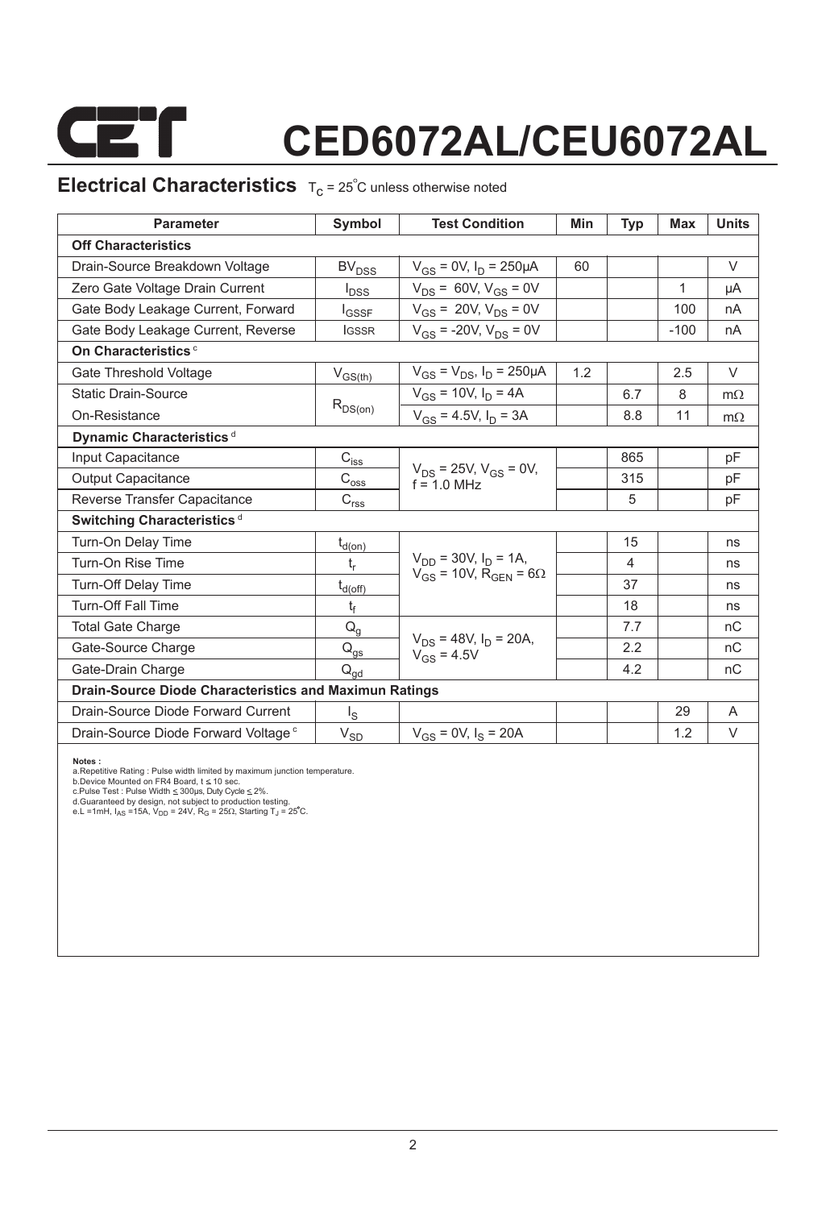# CED6072AL/CEU6072AL

## Electrical Characteristics $T_C = 25^{\circ}C$ unless otherwise noted

| Parameter | Symbol | Test Condition | Min | Typ | Max | Units |
|---|---|---|---|---|---|---|
| **Off Characteristics** | | | | | | |
| Drain-Source Breakdown Voltage | $BV_{DSS}$ | $V_{GS}$ = 0V, $I_D$ = 250µA | 60 | | | V |
| Zero Gate Voltage Drain Current | $I_{DSS}$ | $V_{DS}$ = 60V, $V_{GS}$ = 0V | | | 1 | µA |
| Gate Body Leakage Current, Forward | $I_{GSSF}$ | $V_{GS}$ = 20V, $V_{DS}$ = 0V | | | 100 | nA |
| Gate Body Leakage Current, Reverse | $I_{GSSR}$ | $V_{GS}$ = -20V, $V_{DS}$ = 0V | | | -100 | nA |
| **On Characteristics** [c] | | | | | | |
| Gate Threshold Voltage | $V_{GS(th)}$ | $V_{GS}$ = $V_{DS}$, $I_D$ = 250µA | 1.2 | | 2.5 | V |
| Static Drain-Source On-Resistance | $R_{DS(on)}$ | $V_{GS}$ = 10V, $I_D$ = 4A | | 6.7 | 8 | mΩ |
| | | $V_{GS}$ = 4.5V, $I_D$ = 3A | | 8.8 | 11 | mΩ |
| **Dynamic Characteristics** [d] | | | | | | |
| Input Capacitance | $C_{iss}$ | $V_{DS}$ = 25V, $V_{GS}$ = 0V, f = 1.0 MHz | | 865 | | pF |
| Output Capacitance | $C_{oss}$ | | | 315 | | pF |
| Reverse Transfer Capacitance | $C_{rss}$ | | | 5 | | pF |
| **Switching Characteristics** [d] | | | | | | |
| Turn-On Delay Time | $t_{d(on)}$ | $V_{DD}$ = 30V, $I_D$ = 1A, $V_{GS}$ = 10V, $R_{GEN}$ = 6Ω | | 15 | | ns |
| Turn-On Rise Time | $t_r$ | | | 4 | | ns |
| Turn-Off Delay Time | $t_{d(off)}$ | | | 37 | | ns |
| Turn-Off Fall Time | $t_f$ | | | 18 | | ns |
| Total Gate Charge | $Q_g$ | $V_{DS}$ = 48V, $I_D$ = 20A, $V_{GS}$ = 4.5V | | 7.7 | | nC |
| Gate-Source Charge | $Q_{gs}$ | | | 2.2 | | nC |
| Gate-Drain Charge | $Q_{gd}$ | | | 4.2 | | nC |
| **Drain-Source Diode Characteristics and Maximun Ratings** | | | | | | |
| Drain-Source Diode Forward Current | $I_S$ | | | | 29 | A |
| Drain-Source Diode Forward Voltage [c] | $V_{SD}$ | $V_{GS}$ = 0V, $I_S$ = 20A | | | 1.2 | V |

**Notes :**

a.Repetitive Rating : Pulse width limited by maximum junction temperature.
b.Device Mounted on FR4 Board, t ≤ 10 sec.
c.Pulse Test : Pulse Width ≤ 300µs, Duty Cycle ≤ 2%.
d.Guaranteed by design, not subject to production testing.
e.L =1mH, $I_{AS}$ =15A, $V_{DD}$ = 24V, $R_G$ = 25Ω, Starting $T_J$ = 25°C.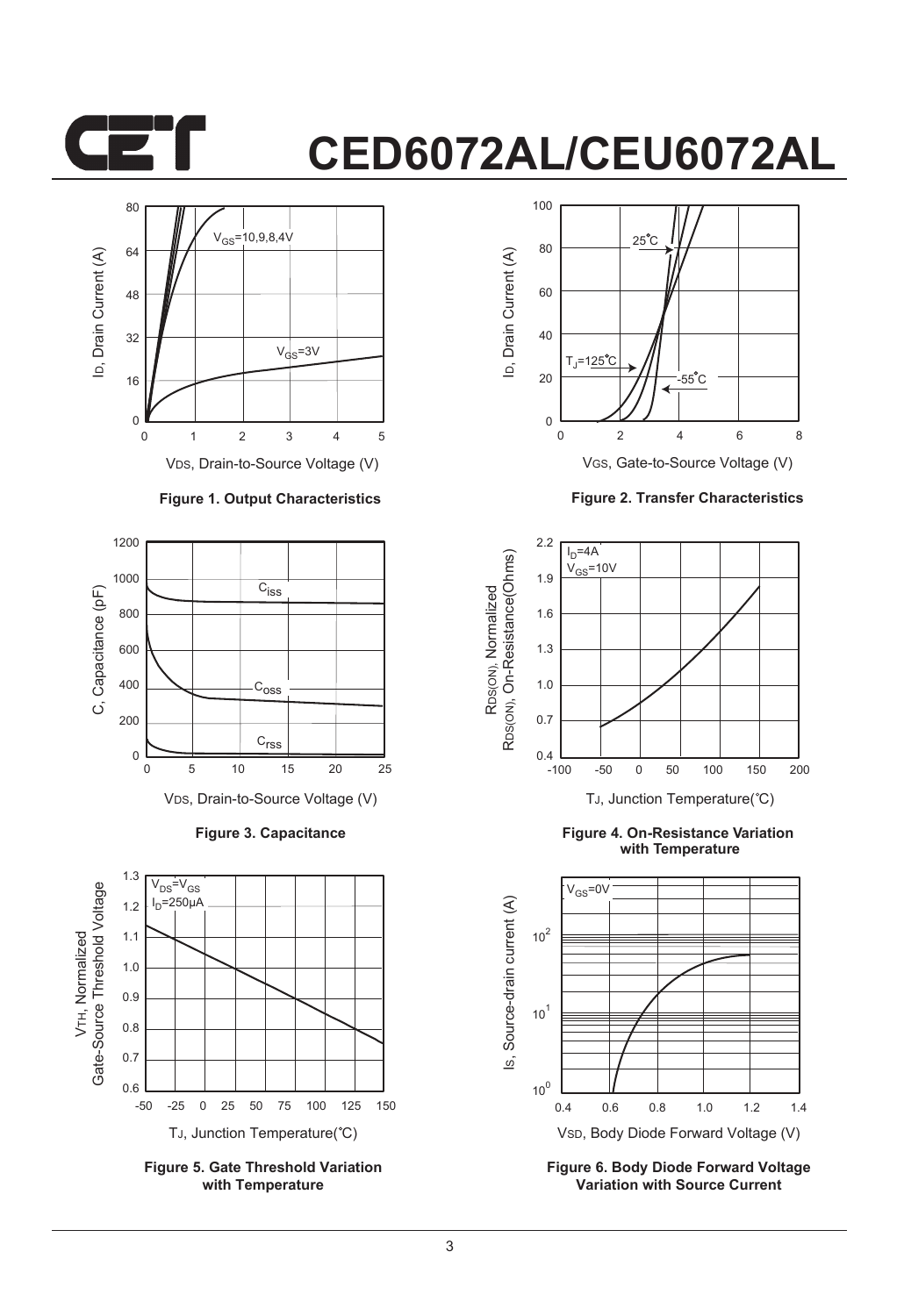# CED6072AL/CEU6072AL

Figure 1. Output Characteristics

Figure 2. Transfer Characteristics

Figure 3. Capacitance

Figure 4. On-Resistance Variation with Temperature

Figure 5. Gate Threshold Variation with Temperature

Figure 6. Body Diode Forward Voltage Variation with Source Current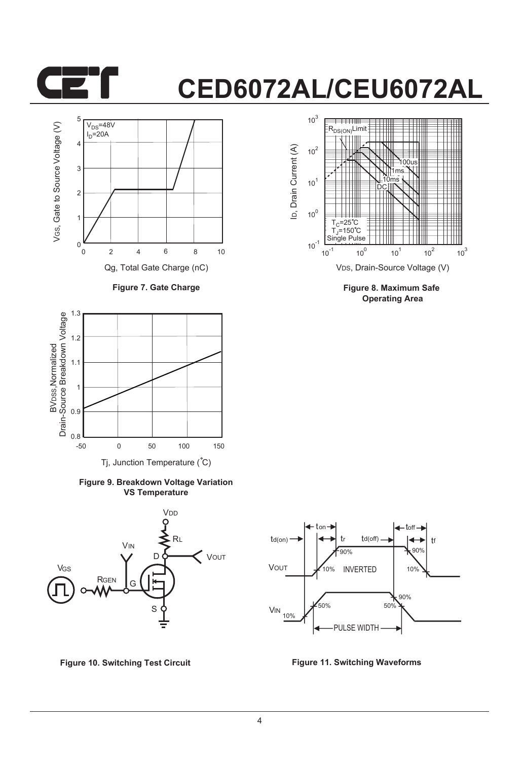# CED6072AL/CEU6072AL

Figure 7. Gate Charge

Figure 8. Maximum Safe Operating Area

Figure 9. Breakdown Voltage Variation VS Temperature

Figure 10. Switching Test Circuit

Figure 11. Switching Waveforms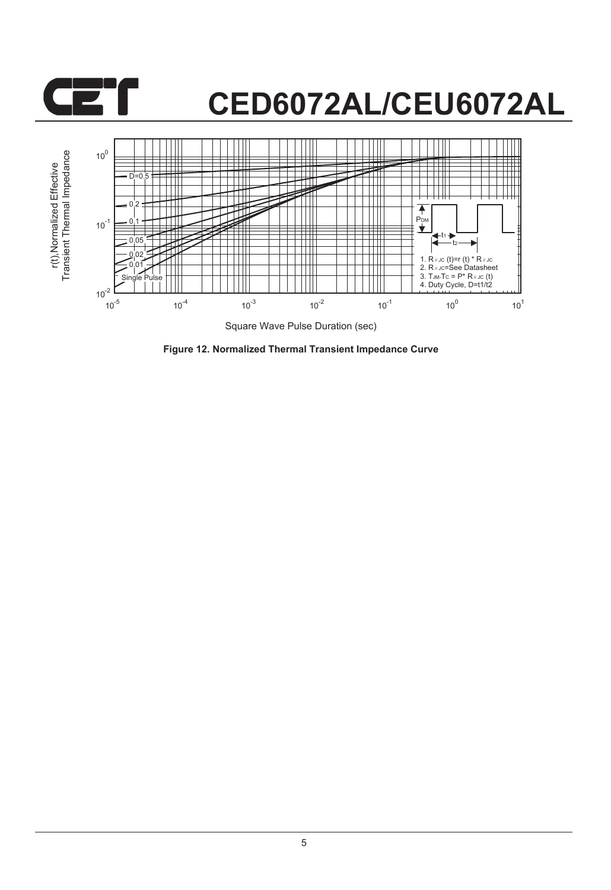# CED6072AL/CEU6072AL

r(t),Normalized Effective Transient Thermal Impedance

$10^0$

$10^{-1}$

$10^{-2}$

D=0.5

0.2

0.1

0.05

0.02

0.01

Single Pulse

$P_{DM}$

$t_1$

$t_2$

1. $R_{\theta JC}(t)=r(t) * R_{\theta JC}$
2. $R_{\theta JC}$=See Datasheet
3. $T_{JM}-T_C = P^* R_{\theta JC}(t)$
4. Duty Cycle, D=t1/t2

$10^{-5}$ $10^{-4}$ $10^{-3}$ $10^{-2}$ $10^{-1}$ $10^0$ $10^1$

Square Wave Pulse Duration (sec)

**Figure 12. Normalized Thermal Transient Impedance Curve**